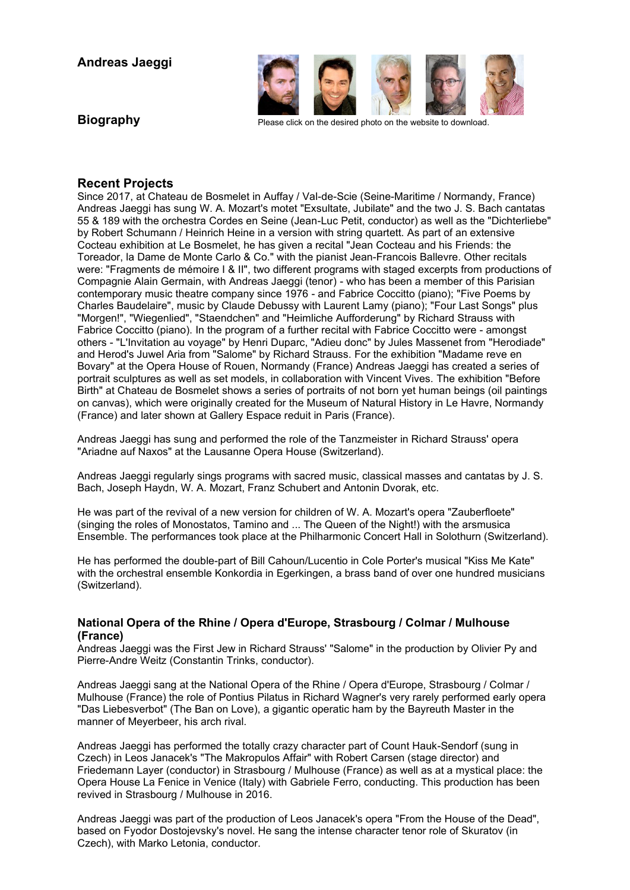# Andreas Jaeggi

## Biography

Please click on the desired photo on the website to download.

## Recent Projects

Since 2017, at Chateau de Bosmelet in Auffay / Val-de-Scie (Seine-Maritime / Normandy, France) Andreas Jaeggi has sung W. A. Mozart's motet "Exsultate, Jubilate" and the two J. S. Bach cantatas 55 & 189 with the orchestra Cordes en Seine (Jean-Luc Petit, conductor) as well as the "Dichterliebe" by Robert Schumann / Heinrich Heine in a version with string quartett. As part of an extensive Cocteau exhibition at Le Bosmelet, he has given a recital "Jean Cocteau and his Friends: the Toreador, la Dame de Monte Carlo & Co." with the pianist Jean-Francois Ballevre. Other recitals were: "Fragments de mémoire I & II", two different programs with staged excerpts from productions of Compagnie Alain Germain, with Andreas Jaeggi (tenor) - who has been a member of this Parisian contemporary music theatre company since 1976 - and Fabrice Coccitto (piano); "Five Poems by Charles Baudelaire", music by Claude Debussy with Laurent Lamy (piano); "Four Last Songs" plus "Morgen!", "Wiegenlied", "Staendchen" and "Heimliche Aufforderung" by Richard Strauss with Fabrice Coccitto (piano). In the program of a further recital with Fabrice Coccitto were - amongst others - "L'Invitation au voyage" by Henri Duparc, "Adieu donc" by Jules Massenet from "Herodiade" and Herod's Juwel Aria from "Salome" by Richard Strauss. For the exhibition "Madame reve en Bovary" at the Opera House of Rouen, Normandy (France) Andreas Jaeggi has created a series of portrait sculptures as well as set models, in collaboration with Vincent Vives. The exhibition "Before Birth" at Chateau de Bosmelet shows a series of portraits of not born yet human beings (oil paintings on canvas), which were originally created for the Museum of Natural History in Le Havre, Normandy (France) and later shown at Gallery Espace reduit in Paris (France).

Andreas Jaeggi has sung and performed the role of the Tanzmeister in Richard Strauss' opera "Ariadne auf Naxos" at the Lausanne Opera House (Switzerland).

Andreas Jaeggi regularly sings programs with sacred music, classical masses and cantatas by J. S. Bach, Joseph Haydn, W. A. Mozart, Franz Schubert and Antonin Dvorak, etc.

He was part of the revival of a new version for children of W. A. Mozart's opera "Zauberfloete" (singing the roles of Monostatos, Tamino and ... The Queen of the Night!) with the arsmusica Ensemble. The performances took place at the Philharmonic Concert Hall in Solothurn (Switzerland).

He has performed the double-part of Bill Cahoun/Lucentio in Cole Porter's musical "Kiss Me Kate" with the orchestral ensemble Konkordia in Egerkingen, a brass band of over one hundred musicians (Switzerland).

### National Opera of the Rhine / Opera d'Europe, Strasbourg / Colmar / Mulhouse (France)

Andreas Jaeggi was the First Jew in Richard Strauss' "Salome" in the production by Olivier Py and Pierre-Andre Weitz (Constantin Trinks, conductor).

Andreas Jaeggi sang at the National Opera of the Rhine / Opera d'Europe, Strasbourg / Colmar / Mulhouse (France) the role of Pontius Pilatus in Richard Wagner's very rarely performed early opera "Das Liebesverbot" (The Ban on Love), a gigantic operatic ham by the Bayreuth Master in the manner of Meyerbeer, his arch rival.

Andreas Jaeggi has performed the totally crazy character part of Count Hauk-Sendorf (sung in Czech) in Leos Janacek's "The Makropulos Affair" with Robert Carsen (stage director) and Friedemann Layer (conductor) in Strasbourg / Mulhouse (France) as well as at a mystical place: the Opera House La Fenice in Venice (Italy) with Gabriele Ferro, conducting. This production has been revived in Strasbourg / Mulhouse in 2016.

Andreas Jaeggi was part of the production of Leos Janacek's opera "From the House of the Dead", based on Fyodor Dostojevsky's novel. He sang the intense character tenor role of Skuratov (in Czech), with Marko Letonia, conductor.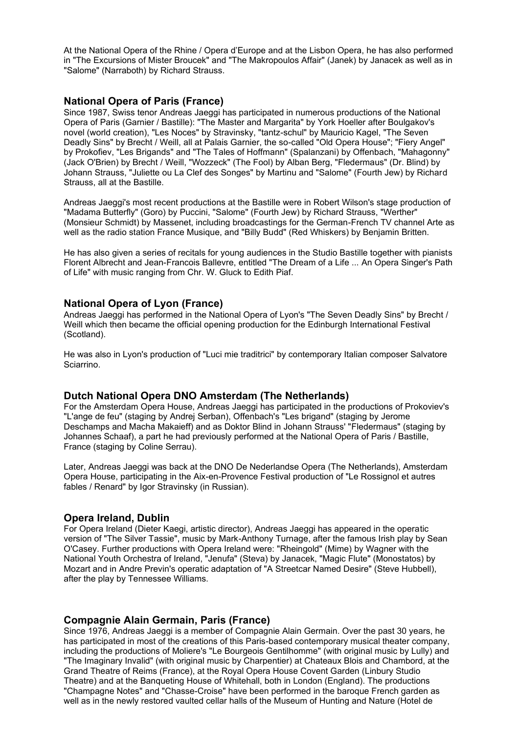At the National Opera of the Rhine / Opera d'Europe and at the Lisbon Opera, he has also performed in "The Excursions of Mister Broucek" and "The Makropoulos Affair" (Janek) by Janacek as well as in "Salome" (Narraboth) by Richard Strauss.

## National Opera of Paris (France)

Since 1987, Swiss tenor Andreas Jaeggi has participated in numerous productions of the National Opera of Paris (Garnier / Bastille): "The Master and Margarita" by York Hoeller after Boulgakov's novel (world creation), "Les Noces" by Stravinsky, "tantz-schul" by Mauricio Kagel, "The Seven Deadly Sins" by Brecht / Weill, all at Palais Garnier, the so-called "Old Opera House"; "Fiery Angel" by Prokofiev, "Les Brigands" and "The Tales of Hoffmann" (Spalanzani) by Offenbach, "Mahagonny" (Jack O'Brien) by Brecht / Weill, "Wozzeck" (The Fool) by Alban Berg, "Fledermaus" (Dr. Blind) by Johann Strauss, "Juliette ou La Clef des Songes" by Martinu and "Salome" (Fourth Jew) by Richard Strauss, all at the Bastille.

Andreas Jaeggi's most recent productions at the Bastille were in Robert Wilson's stage production of "Madama Butterfly" (Goro) by Puccini, "Salome" (Fourth Jew) by Richard Strauss, "Werther" (Monsieur Schmidt) by Massenet, including broadcastings for the German-French TV channel Arte as well as the radio station France Musique, and "Billy Budd" (Red Whiskers) by Benjamin Britten.

He has also given a series of recitals for young audiences in the Studio Bastille together with pianists Florent Albrecht and Jean-Francois Ballevre, entitled "The Dream of a Life ... An Opera Singer's Path of Life" with music ranging from Chr. W. Gluck to Edith Piaf.

## National Opera of Lyon (France)

Andreas Jaeggi has performed in the National Opera of Lyon's "The Seven Deadly Sins" by Brecht / Weill which then became the official opening production for the Edinburgh International Festival (Scotland).

He was also in Lyon's production of "Luci mie traditrici" by contemporary Italian composer Salvatore Sciarrino.

## Dutch National Opera DNO Amsterdam (The Netherlands)

For the Amsterdam Opera House, Andreas Jaeggi has participated in the productions of Prokoviev's "L'ange de feu" (staging by Andrej Serban), Offenbach's "Les brigand" (staging by Jerome Deschamps and Macha Makaieff) and as Doktor Blind in Johann Strauss' "Fledermaus" (staging by Johannes Schaaf), a part he had previously performed at the National Opera of Paris / Bastille, France (staging by Coline Serrau).

Later, Andreas Jaeggi was back at the DNO De Nederlandse Opera (The Netherlands), Amsterdam Opera House, participating in the Aix-en-Provence Festival production of "Le Rossignol et autres fables / Renard" by Igor Stravinsky (in Russian).

## Opera Ireland, Dublin

For Opera Ireland (Dieter Kaegi, artistic director), Andreas Jaeggi has appeared in the operatic version of "The Silver Tassie", music by Mark-Anthony Turnage, after the famous Irish play by Sean O'Casey. Further productions with Opera Ireland were: "Rheingold" (Mime) by Wagner with the National Youth Orchestra of Ireland, "Jenufa" (Steva) by Janacek, "Magic Flute" (Monostatos) by Mozart and in Andre Previn's operatic adaptation of "A Streetcar Named Desire" (Steve Hubbell), after the play by Tennessee Williams.

## Compagnie Alain Germain, Paris (France)

Since 1976, Andreas Jaeggi is a member of Compagnie Alain Germain. Over the past 30 years, he has participated in most of the creations of this Paris-based contemporary musical theater company, including the productions of Moliere's "Le Bourgeois Gentilhomme" (with original music by Lully) and "The Imaginary Invalid" (with original music by Charpentier) at Chateaux Blois and Chambord, at the Grand Theatre of Reims (France), at the Royal Opera House Covent Garden (Linbury Studio Theatre) and at the Banqueting House of Whitehall, both in London (England). The productions "Champagne Notes" and "Chasse-Croise" have been performed in the baroque French garden as well as in the newly restored vaulted cellar halls of the Museum of Hunting and Nature (Hotel de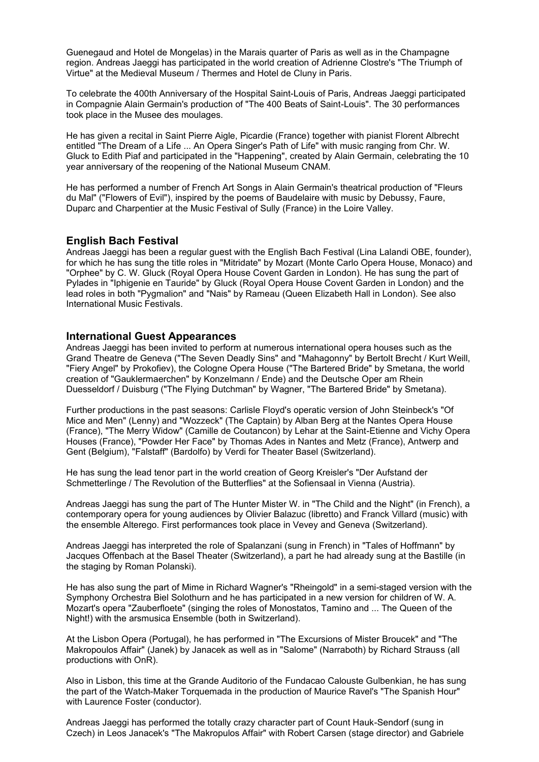Guenegaud and Hotel de Mongelas) in the Marais quarter of Paris as well as in the Champagne region. Andreas Jaeggi has participated in the world creation of Adrienne Clostre's "The Triumph of Virtue" at the Medieval Museum / Thermes and Hotel de Cluny in Paris.

To celebrate the 400th Anniversary of the Hospital Saint-Louis of Paris, Andreas Jaeggi participated in Compagnie Alain Germain's production of "The 400 Beats of Saint-Louis". The 30 performances took place in the Musee des moulages.

He has given a recital in Saint Pierre Aigle, Picardie (France) together with pianist Florent Albrecht entitled "The Dream of a Life ... An Opera Singer's Path of Life" with music ranging from Chr. W. Gluck to Edith Piaf and participated in the "Happening", created by Alain Germain, celebrating the 10 year anniversary of the reopening of the National Museum CNAM.

He has performed a number of French Art Songs in Alain Germain's theatrical production of "Fleurs du Mal" ("Flowers of Evil"), inspired by the poems of Baudelaire with music by Debussy, Faure, Duparc and Charpentier at the Music Festival of Sully (France) in the Loire Valley.

## English Bach Festival

Andreas Jaeggi has been a regular guest with the English Bach Festival (Lina Lalandi OBE, founder), for which he has sung the title roles in "Mitridate" by Mozart (Monte Carlo Opera House, Monaco) and "Orphee" by C. W. Gluck (Royal Opera House Covent Garden in London). He has sung the part of Pylades in "Iphigenie en Tauride" by Gluck (Royal Opera House Covent Garden in London) and the lead roles in both "Pygmalion" and "Nais" by Rameau (Queen Elizabeth Hall in London). See also International Music Festivals.

## International Guest Appearances

Andreas Jaeggi has been invited to perform at numerous international opera houses such as the Grand Theatre de Geneva ("The Seven Deadly Sins" and "Mahagonny" by Bertolt Brecht / Kurt Weill, "Fiery Angel" by Prokofiev), the Cologne Opera House ("The Bartered Bride" by Smetana, the world creation of "Gauklermaerchen" by Konzelmann / Ende) and the Deutsche Oper am Rhein Duesseldorf / Duisburg ("The Flying Dutchman" by Wagner, "The Bartered Bride" by Smetana).

Further productions in the past seasons: Carlisle Floyd's operatic version of John Steinbeck's "Of Mice and Men" (Lenny) and "Wozzeck" (The Captain) by Alban Berg at the Nantes Opera House (France), "The Merry Widow" (Camille de Coutancon) by Lehar at the Saint-Etienne and Vichy Opera Houses (France), "Powder Her Face" by Thomas Ades in Nantes and Metz (France), Antwerp and Gent (Belgium), "Falstaff" (Bardolfo) by Verdi for Theater Basel (Switzerland).

He has sung the lead tenor part in the world creation of Georg Kreisler's "Der Aufstand der Schmetterlinge / The Revolution of the Butterflies" at the Sofiensaal in Vienna (Austria).

Andreas Jaeggi has sung the part of The Hunter Mister W. in "The Child and the Night" (in French), a contemporary opera for young audiences by Olivier Balazuc (libretto) and Franck Villard (music) with the ensemble Alterego. First performances took place in Vevey and Geneva (Switzerland).

Andreas Jaeggi has interpreted the role of Spalanzani (sung in French) in "Tales of Hoffmann" by Jacques Offenbach at the Basel Theater (Switzerland), a part he had already sung at the Bastille (in the staging by Roman Polanski).

He has also sung the part of Mime in Richard Wagner's "Rheingold" in a semi-staged version with the Symphony Orchestra Biel Solothurn and he has participated in a new version for children of W. A. Mozart's opera "Zauberfloete" (singing the roles of Monostatos, Tamino and ... The Queen of the Night!) with the arsmusica Ensemble (both in Switzerland).

At the Lisbon Opera (Portugal), he has performed in "The Excursions of Mister Broucek" and "The Makropoulos Affair" (Janek) by Janacek as well as in "Salome" (Narraboth) by Richard Strauss (all productions with OnR).

Also in Lisbon, this time at the Grande Auditorio of the Fundacao Calouste Gulbenkian, he has sung the part of the Watch-Maker Torquemada in the production of Maurice Ravel's "The Spanish Hour" with Laurence Foster (conductor).

Andreas Jaeggi has performed the totally crazy character part of Count Hauk-Sendorf (sung in Czech) in Leos Janacek's "The Makropulos Affair" with Robert Carsen (stage director) and Gabriele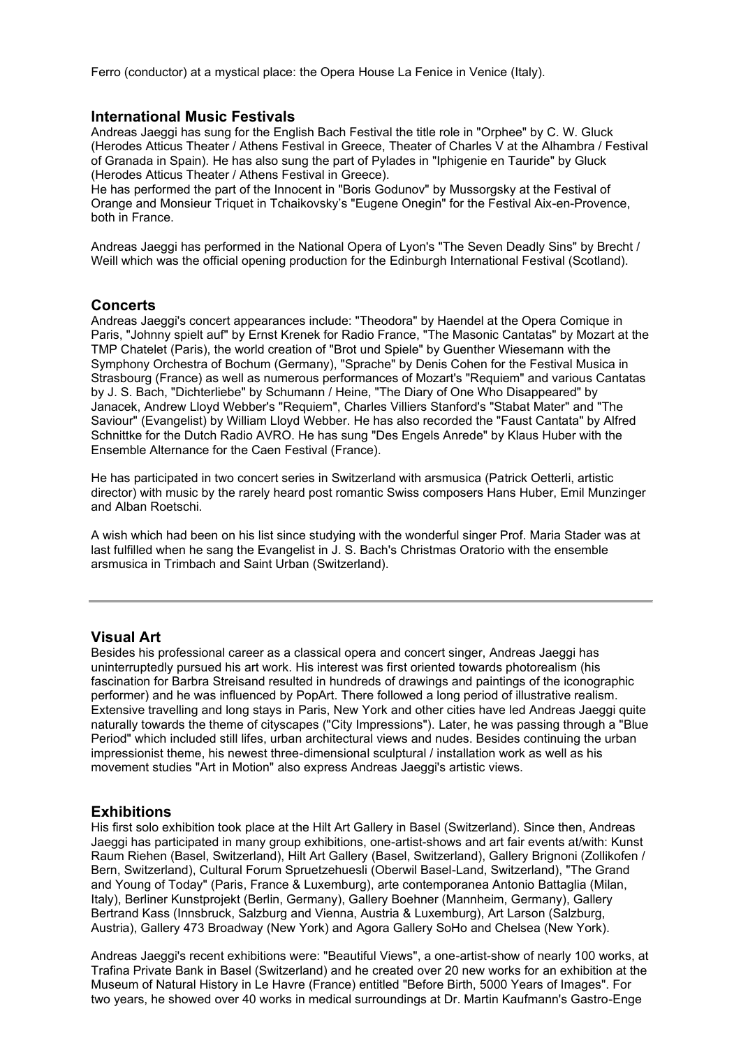Ferro (conductor) at a mystical place: the Opera House La Fenice in Venice (Italy).

## International Music Festivals

Andreas Jaeggi has sung for the English Bach Festival the title role in "Orphee" by C. W. Gluck (Herodes Atticus Theater / Athens Festival in Greece, Theater of Charles V at the Alhambra / Festival of Granada in Spain). He has also sung the part of Pylades in "Iphigenie en Tauride" by Gluck (Herodes Atticus Theater / Athens Festival in Greece).
He has performed the part of the Innocent in "Boris Godunov" by Mussorgsky at the Festival of Orange and Monsieur Triquet in Tchaikovsky's "Eugene Onegin" for the Festival Aix-en-Provence, both in France.

Andreas Jaeggi has performed in the National Opera of Lyon's "The Seven Deadly Sins" by Brecht / Weill which was the official opening production for the Edinburgh International Festival (Scotland).

## Concerts

Andreas Jaeggi's concert appearances include: "Theodora" by Haendel at the Opera Comique in Paris, "Johnny spielt auf" by Ernst Krenek for Radio France, "The Masonic Cantatas" by Mozart at the TMP Chatelet (Paris), the world creation of "Brot und Spiele" by Guenther Wiesemann with the Symphony Orchestra of Bochum (Germany), "Sprache" by Denis Cohen for the Festival Musica in Strasbourg (France) as well as numerous performances of Mozart's "Requiem" and various Cantatas by J. S. Bach, "Dichterliebe" by Schumann / Heine, "The Diary of One Who Disappeared" by Janacek, Andrew Lloyd Webber's "Requiem", Charles Villiers Stanford's "Stabat Mater" and "The Saviour" (Evangelist) by William Lloyd Webber. He has also recorded the "Faust Cantata" by Alfred Schnittke for the Dutch Radio AVRO. He has sung "Des Engels Anrede" by Klaus Huber with the Ensemble Alternance for the Caen Festival (France).

He has participated in two concert series in Switzerland with arsmusica (Patrick Oetterli, artistic director) with music by the rarely heard post romantic Swiss composers Hans Huber, Emil Munzinger and Alban Roetschi.

A wish which had been on his list since studying with the wonderful singer Prof. Maria Stader was at last fulfilled when he sang the Evangelist in J. S. Bach's Christmas Oratorio with the ensemble arsmusica in Trimbach and Saint Urban (Switzerland).

---

## Visual Art

Besides his professional career as a classical opera and concert singer, Andreas Jaeggi has uninterruptedly pursued his art work. His interest was first oriented towards photorealism (his fascination for Barbra Streisand resulted in hundreds of drawings and paintings of the iconographic performer) and he was influenced by PopArt. There followed a long period of illustrative realism. Extensive travelling and long stays in Paris, New York and other cities have led Andreas Jaeggi quite naturally towards the theme of cityscapes ("City Impressions"). Later, he was passing through a "Blue Period" which included still lifes, urban architectural views and nudes. Besides continuing the urban impressionist theme, his newest three-dimensional sculptural / installation work as well as his movement studies "Art in Motion" also express Andreas Jaeggi's artistic views.

## Exhibitions

His first solo exhibition took place at the Hilt Art Gallery in Basel (Switzerland). Since then, Andreas Jaeggi has participated in many group exhibitions, one-artist-shows and art fair events at/with: Kunst Raum Riehen (Basel, Switzerland), Hilt Art Gallery (Basel, Switzerland), Gallery Brignoni (Zollikofen / Bern, Switzerland), Cultural Forum Spruetzehuesli (Oberwil Basel-Land, Switzerland), "The Grand and Young of Today" (Paris, France & Luxemburg), arte contemporanea Antonio Battaglia (Milan, Italy), Berliner Kunstprojekt (Berlin, Germany), Gallery Boehner (Mannheim, Germany), Gallery Bertrand Kass (Innsbruck, Salzburg and Vienna, Austria & Luxemburg), Art Larson (Salzburg, Austria), Gallery 473 Broadway (New York) and Agora Gallery SoHo and Chelsea (New York).

Andreas Jaeggi's recent exhibitions were: "Beautiful Views", a one-artist-show of nearly 100 works, at Trafina Private Bank in Basel (Switzerland) and he created over 20 new works for an exhibition at the Museum of Natural History in Le Havre (France) entitled "Before Birth, 5000 Years of Images". For two years, he showed over 40 works in medical surroundings at Dr. Martin Kaufmann's Gastro-Enge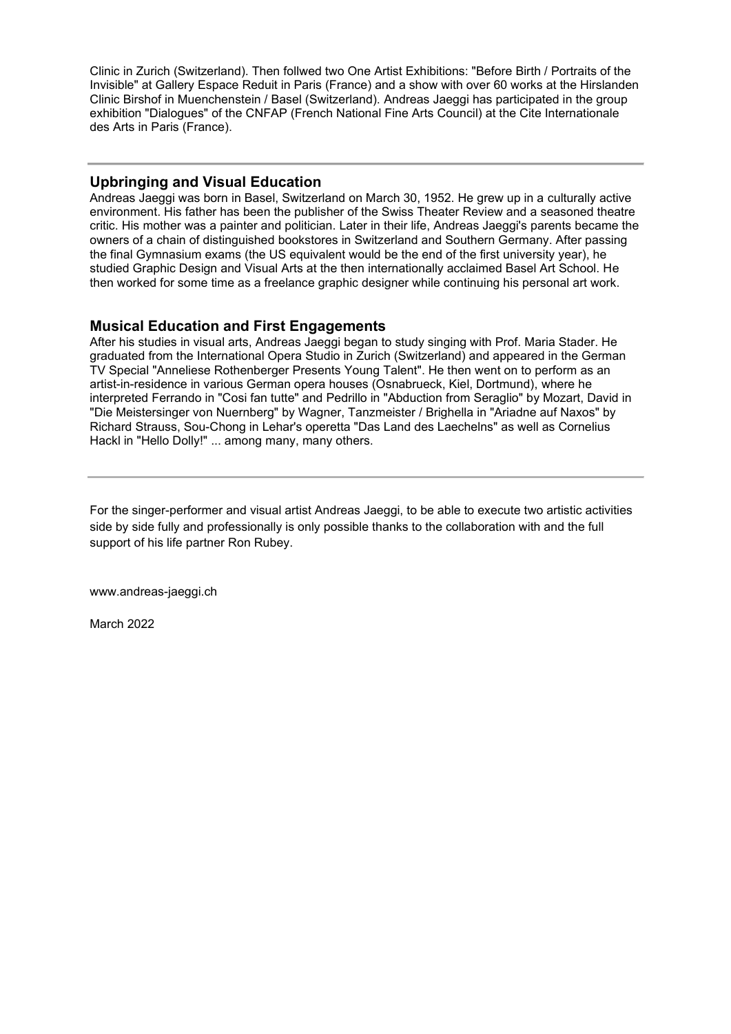Clinic in Zurich (Switzerland). Then follwed two One Artist Exhibitions: "Before Birth / Portraits of the Invisible" at Gallery Espace Reduit in Paris (France) and a show with over 60 works at the Hirslanden Clinic Birshof in Muenchenstein / Basel (Switzerland). Andreas Jaeggi has participated in the group exhibition "Dialogues" of the CNFAP (French National Fine Arts Council) at the Cite Internationale des Arts in Paris (France).

---

## Upbringing and Visual Education

Andreas Jaeggi was born in Basel, Switzerland on March 30, 1952. He grew up in a culturally active environment. His father has been the publisher of the Swiss Theater Review and a seasoned theatre critic. His mother was a painter and politician. Later in their life, Andreas Jaeggi's parents became the owners of a chain of distinguished bookstores in Switzerland and Southern Germany. After passing the final Gymnasium exams (the US equivalent would be the end of the first university year), he studied Graphic Design and Visual Arts at the then internationally acclaimed Basel Art School. He then worked for some time as a freelance graphic designer while continuing his personal art work.

## Musical Education and First Engagements

After his studies in visual arts, Andreas Jaeggi began to study singing with Prof. Maria Stader. He graduated from the International Opera Studio in Zurich (Switzerland) and appeared in the German TV Special "Anneliese Rothenberger Presents Young Talent". He then went on to perform as an artist-in-residence in various German opera houses (Osnabrueck, Kiel, Dortmund), where he interpreted Ferrando in "Cosi fan tutte" and Pedrillo in "Abduction from Seraglio" by Mozart, David in "Die Meistersinger von Nuernberg" by Wagner, Tanzmeister / Brighella in "Ariadne auf Naxos" by Richard Strauss, Sou-Chong in Lehar's operetta "Das Land des Laechelns" as well as Cornelius Hackl in "Hello Dolly!" ... among many, many others.

---

For the singer-performer and visual artist Andreas Jaeggi, to be able to execute two artistic activities side by side fully and professionally is only possible thanks to the collaboration with and the full support of his life partner Ron Rubey.

www.andreas-jaeggi.ch

March 2022